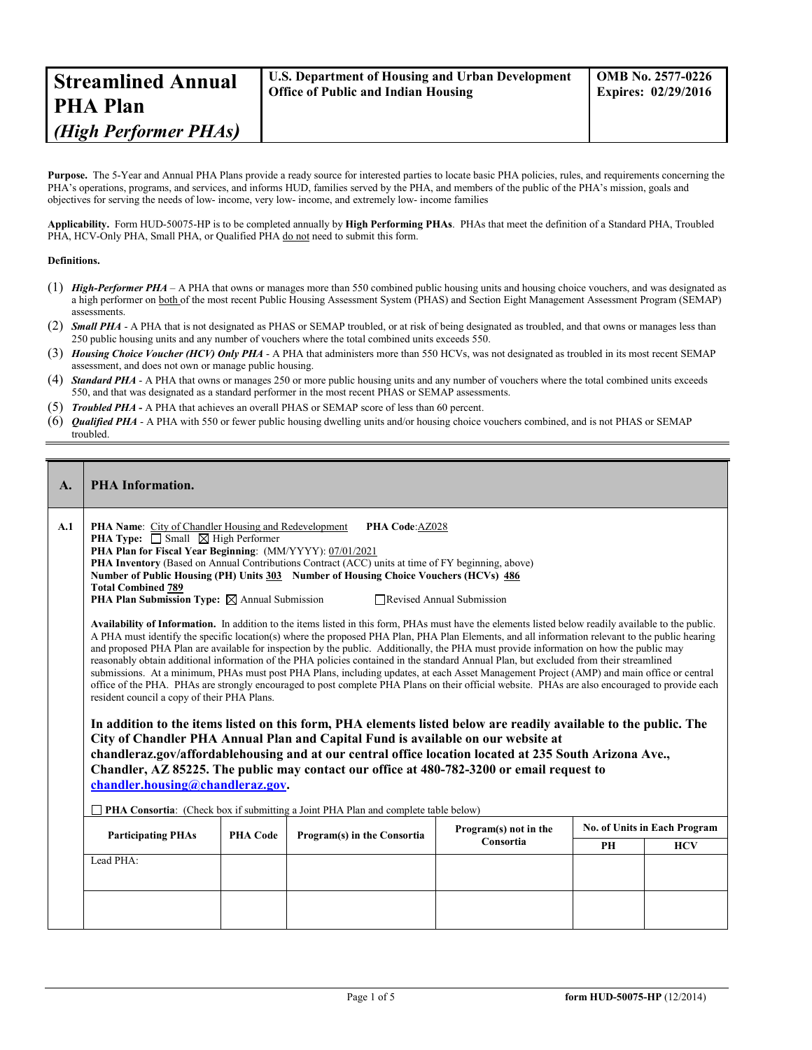| **Streamlined Annual PHA Plan** *(High Performer PHAs)* | **U.S. Department of Housing and Urban Development Office of Public and Indian Housing** | **OMB No. 2577-0226 Expires: 02/29/2016** |
|---|---|---|

**Purpose.** The 5-Year and Annual PHA Plans provide a ready source for interested parties to locate basic PHA policies, rules, and requirements concerning the PHA's operations, programs, and services, and informs HUD, families served by the PHA, and members of the public of the PHA's mission, goals and objectives for serving the needs of low- income, very low- income, and extremely low- income families

**Applicability.** Form HUD-50075-HP is to be completed annually by **High Performing PHAs**. PHAs that meet the definition of a Standard PHA, Troubled PHA, HCV-Only PHA, Small PHA, or Qualified PHA do not need to submit this form.

**Definitions.**

(1) ***High-Performer PHA*** – A PHA that owns or manages more than 550 combined public housing units and housing choice vouchers, and was designated as a high performer on both of the most recent Public Housing Assessment System (PHAS) and Section Eight Management Assessment Program (SEMAP) assessments.

(2) ***Small PHA*** - A PHA that is not designated as PHAS or SEMAP troubled, or at risk of being designated as troubled, and that owns or manages less than 250 public housing units and any number of vouchers where the total combined units exceeds 550.

(3) ***Housing Choice Voucher (HCV) Only PHA*** - A PHA that administers more than 550 HCVs, was not designated as troubled in its most recent SEMAP assessment, and does not own or manage public housing.

(4) ***Standard PHA*** - A PHA that owns or manages 250 or more public housing units and any number of vouchers where the total combined units exceeds 550, and that was designated as a standard performer in the most recent PHAS or SEMAP assessments.

(5) ***Troubled PHA*** **-** A PHA that achieves an overall PHAS or SEMAP score of less than 60 percent.

(6) ***Qualified PHA*** - A PHA with 550 or fewer public housing dwelling units and/or housing choice vouchers combined, and is not PHAS or SEMAP troubled.

## A. PHA Information.

**A.1**

**PHA Name**: City of Chandler Housing and Redevelopment **PHA Code**:AZ028

**PHA Type:** ☐ Small ☒ High Performer

**PHA Plan for Fiscal Year Beginning**: (MM/YYYY): 07/01/2021

**PHA Inventory** (Based on Annual Contributions Contract (ACC) units at time of FY beginning, above)

**Number of Public Housing (PH) Units** **303** **Number of Housing Choice Vouchers (HCVs)** **486**

**Total Combined** **789**

**PHA Plan Submission Type:** ☒ Annual Submission ☐ Revised Annual Submission

**Availability of Information.** In addition to the items listed in this form, PHAs must have the elements listed below readily available to the public. A PHA must identify the specific location(s) where the proposed PHA Plan, PHA Plan Elements, and all information relevant to the public hearing and proposed PHA Plan are available for inspection by the public. Additionally, the PHA must provide information on how the public may reasonably obtain additional information of the PHA policies contained in the standard Annual Plan, but excluded from their streamlined submissions. At a minimum, PHAs must post PHA Plans, including updates, at each Asset Management Project (AMP) and main office or central office of the PHA. PHAs are strongly encouraged to post complete PHA Plans on their official website. PHAs are also encouraged to provide each resident council a copy of their PHA Plans.

**In addition to the items listed on this form, PHA elements listed below are readily available to the public. The City of Chandler PHA Annual Plan and Capital Fund is available on our website at chandleraz.gov/affordablehousing and at our central office location located at 235 South Arizona Ave., Chandler, AZ 85225. The public may contact our office at 480-782-3200 or email request to chandler.housing@chandleraz.gov.**

☐ **PHA Consortia**: (Check box if submitting a Joint PHA Plan and complete table below)

| Participating PHAs | PHA Code | Program(s) in the Consortia | Program(s) not in the Consortia | No. of Units in Each Program | |
|---|---|---|---|---|---|
| | | | | PH | HCV |
| Lead PHA: | | | | | |
| | | | | | |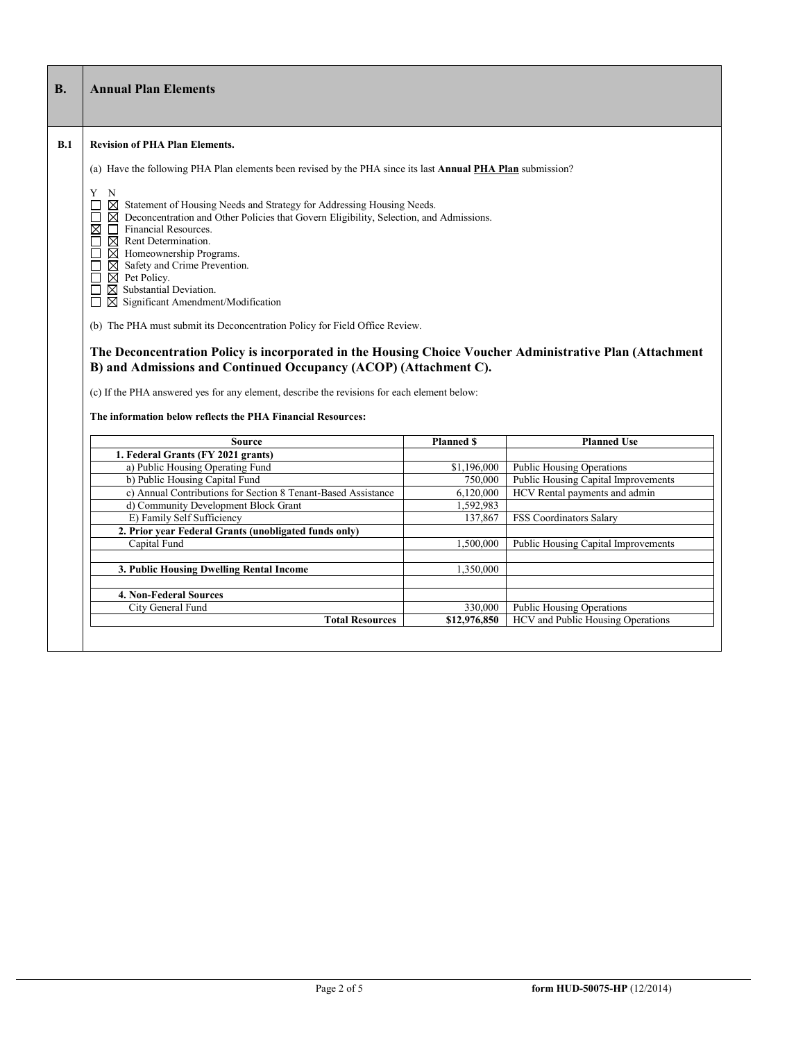## B. Annual Plan Elements

### B.1 Revision of PHA Plan Elements.

(a) Have the following PHA Plan elements been revised by the PHA since its last **Annual PHA Plan** submission?

| Y | N | Element |
|---|---|---|
| ☐ | ☒ | Statement of Housing Needs and Strategy for Addressing Housing Needs. |
| ☐ | ☒ | Deconcentration and Other Policies that Govern Eligibility, Selection, and Admissions. |
| ☒ | ☐ | Financial Resources. |
| ☐ | ☒ | Rent Determination. |
| ☐ | ☒ | Homeownership Programs. |
| ☐ | ☒ | Safety and Crime Prevention. |
| ☐ | ☒ | Pet Policy. |
| ☐ | ☒ | Substantial Deviation. |
| ☐ | ☒ | Significant Amendment/Modification |

(b) The PHA must submit its Deconcentration Policy for Field Office Review.

**The Deconcentration Policy is incorporated in the Housing Choice Voucher Administrative Plan (Attachment B) and Admissions and Continued Occupancy (ACOP) (Attachment C).**

(c) If the PHA answered yes for any element, describe the revisions for each element below:

**The information below reflects the PHA Financial Resources:**

| Source | Planned $ | Planned Use |
|---|---|---|
| **1. Federal Grants (FY 2021 grants)** | | |
| a) Public Housing Operating Fund | $1,196,000 | Public Housing Operations |
| b) Public Housing Capital Fund | 750,000 | Public Housing Capital Improvements |
| c) Annual Contributions for Section 8 Tenant-Based Assistance | 6,120,000 | HCV Rental payments and admin |
| d) Community Development Block Grant | 1,592,983 | |
| E) Family Self Sufficiency | 137,867 | FSS Coordinators Salary |
| **2. Prior year Federal Grants (unobligated funds only)** | | |
| Capital Fund | 1,500,000 | Public Housing Capital Improvements |
| | | |
| **3. Public Housing Dwelling Rental Income** | 1,350,000 | |
| | | |
| **4. Non-Federal Sources** | | |
| City General Fund | 330,000 | Public Housing Operations |
| **Total Resources** | **$12,976,850** | HCV and Public Housing Operations |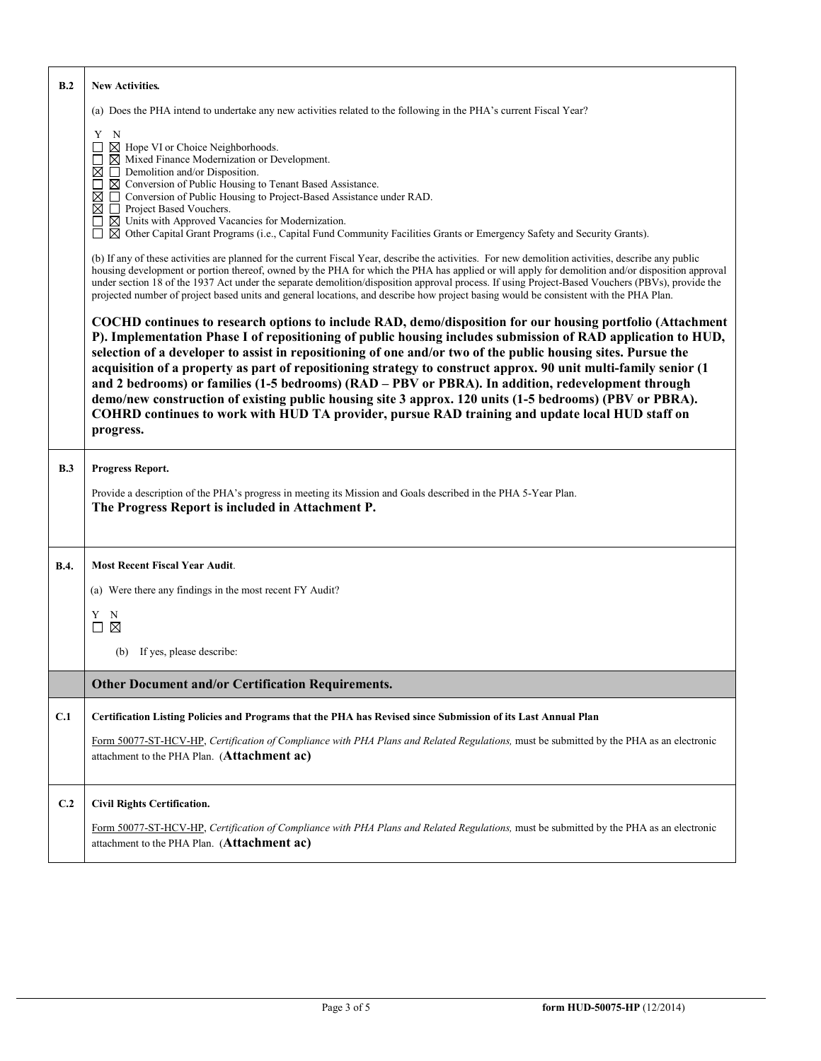| | |
|---|---|
| **B.2** | **New Activities.**<br><br>(a) Does the PHA intend to undertake any new activities related to the following in the PHA's current Fiscal Year?<br><br>Y N<br>☐ ☒ Hope VI or Choice Neighborhoods.<br>☐ ☒ Mixed Finance Modernization or Development.<br>☒ ☐ Demolition and/or Disposition.<br>☐ ☒ Conversion of Public Housing to Tenant Based Assistance.<br>☒ ☐ Conversion of Public Housing to Project-Based Assistance under RAD.<br>☒ ☐ Project Based Vouchers.<br>☐ ☒ Units with Approved Vacancies for Modernization.<br>☐ ☒ Other Capital Grant Programs (i.e., Capital Fund Community Facilities Grants or Emergency Safety and Security Grants).<br><br>(b) If any of these activities are planned for the current Fiscal Year, describe the activities. For new demolition activities, describe any public housing development or portion thereof, owned by the PHA for which the PHA has applied or will apply for demolition and/or disposition approval under section 18 of the 1937 Act under the separate demolition/disposition approval process. If using Project-Based Vouchers (PBVs), provide the projected number of project based units and general locations, and describe how project basing would be consistent with the PHA Plan.<br><br>**COCHD continues to research options to include RAD, demo/disposition for our housing portfolio (Attachment P). Implementation Phase I of repositioning of public housing includes submission of RAD application to HUD, selection of a developer to assist in repositioning of one and/or two of the public housing sites. Pursue the acquisition of a property as part of repositioning strategy to construct approx. 90 unit multi-family senior (1 and 2 bedrooms) or families (1-5 bedrooms) (RAD – PBV or PBRA). In addition, redevelopment through demo/new construction of existing public housing site 3 approx. 120 units (1-5 bedrooms) (PBV or PBRA). COHRD continues to work with HUD TA provider, pursue RAD training and update local HUD staff on progress.** |
| **B.3** | **Progress Report.**<br><br>Provide a description of the PHA's progress in meeting its Mission and Goals described in the PHA 5-Year Plan.<br>**The Progress Report is included in Attachment P.** |
| **B.4.** | **Most Recent Fiscal Year Audit**.<br><br>(a) Were there any findings in the most recent FY Audit?<br><br>Y N<br>☐ ☒<br><br>(b) If yes, please describe: |
| | **Other Document and/or Certification Requirements.** |
| **C.1** | **Certification Listing Policies and Programs that the PHA has Revised since Submission of its Last Annual Plan**<br><br>Form 50077-ST-HCV-HP, *Certification of Compliance with PHA Plans and Related Regulations,* must be submitted by the PHA as an electronic attachment to the PHA Plan. (**Attachment ac)** |
| **C.2** | **Civil Rights Certification.**<br><br>Form 50077-ST-HCV-HP, *Certification of Compliance with PHA Plans and Related Regulations,* must be submitted by the PHA as an electronic attachment to the PHA Plan. (**Attachment ac)** |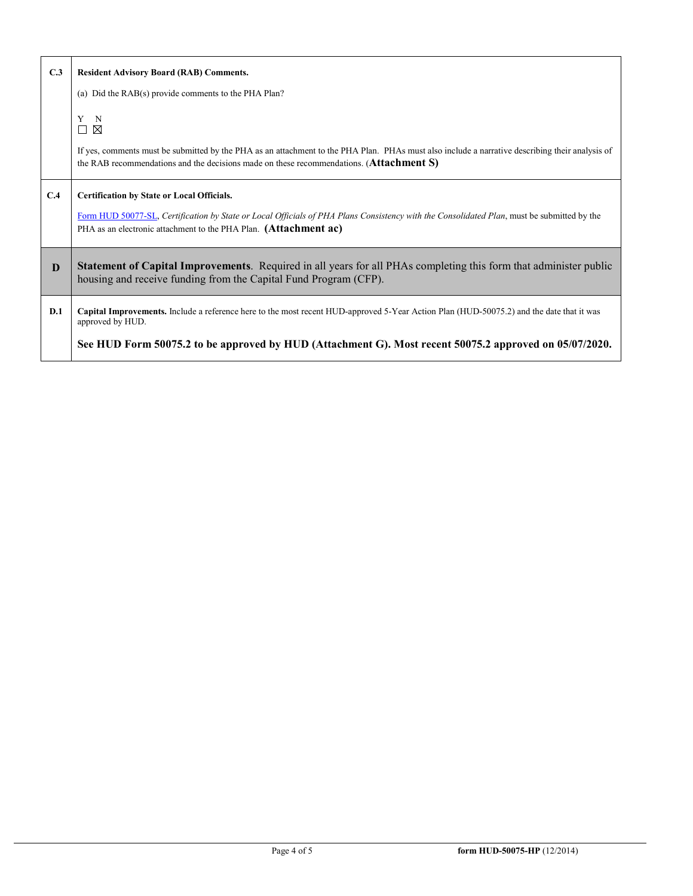| | |
|---|---|
| **C.3** | **Resident Advisory Board (RAB) Comments.**<br><br>(a) Did the RAB(s) provide comments to the PHA Plan?<br><br>Y N<br>☐ ☒<br><br>If yes, comments must be submitted by the PHA as an attachment to the PHA Plan. PHAs must also include a narrative describing their analysis of the RAB recommendations and the decisions made on these recommendations. (**Attachment S)** |
| **C.4** | **Certification by State or Local Officials.**<br><br>Form HUD 50077-SL, *Certification by State or Local Officials of PHA Plans Consistency with the Consolidated Plan*, must be submitted by the PHA as an electronic attachment to the PHA Plan. **(Attachment ac)** |
| **D** | **Statement of Capital Improvements**. Required in all years for all PHAs completing this form that administer public housing and receive funding from the Capital Fund Program (CFP). |
| **D.1** | **Capital Improvements.** Include a reference here to the most recent HUD-approved 5-Year Action Plan (HUD-50075.2) and the date that it was approved by HUD.<br><br>**See HUD Form 50075.2 to be approved by HUD (Attachment G). Most recent 50075.2 approved on 05/07/2020.** |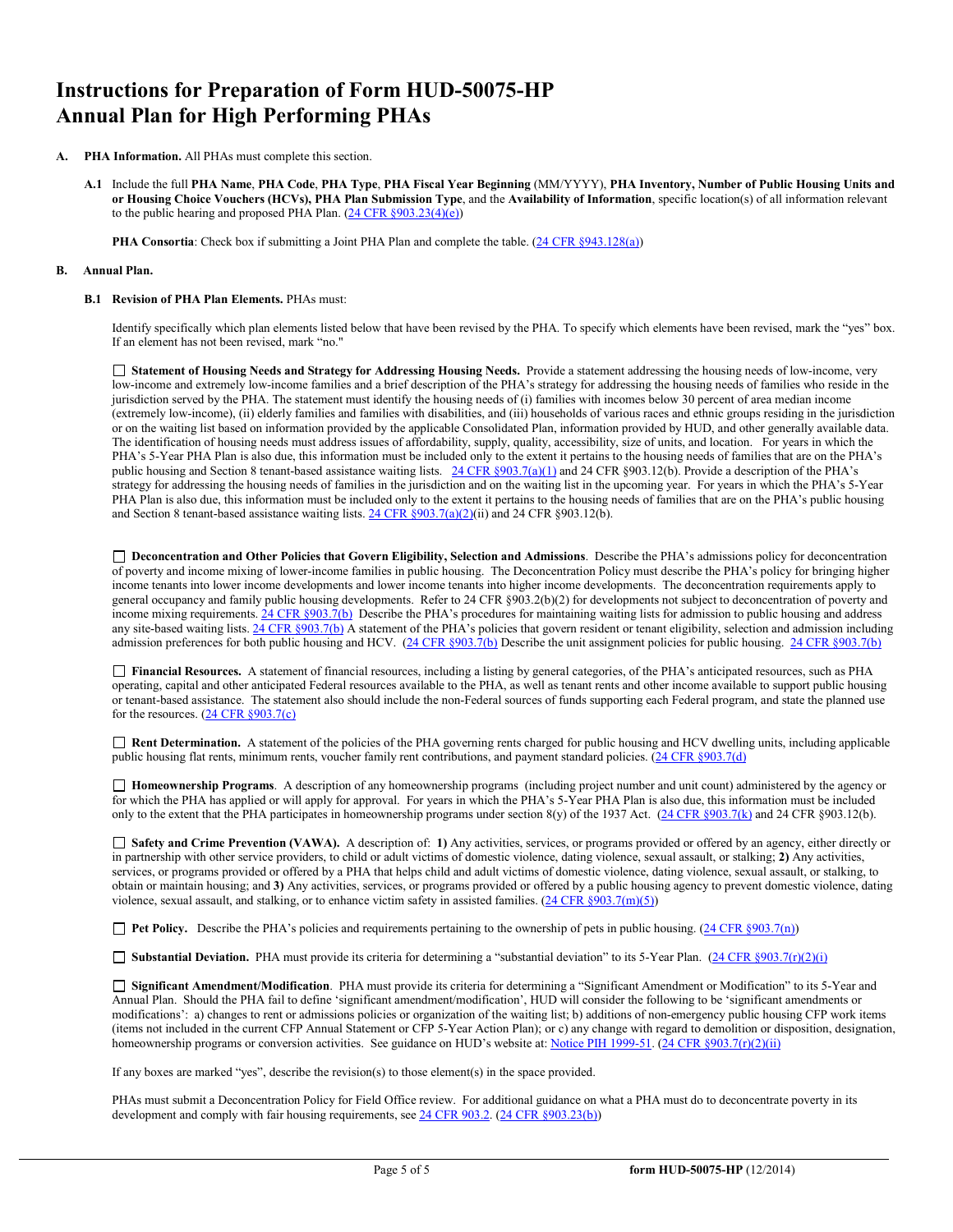# Instructions for Preparation of Form HUD-50075-HP Annual Plan for High Performing PHAs

**A. PHA Information.** All PHAs must complete this section.

**A.1** Include the full **PHA Name**, **PHA Code**, **PHA Type**, **PHA Fiscal Year Beginning** (MM/YYYY), **PHA Inventory, Number of Public Housing Units and or Housing Choice Vouchers (HCVs), PHA Plan Submission Type**, and the **Availability of Information**, specific location(s) of all information relevant to the public hearing and proposed PHA Plan. (24 CFR §903.23(4)(e))

**PHA Consortia**: Check box if submitting a Joint PHA Plan and complete the table. (24 CFR §943.128(a))

**B. Annual Plan.**

**B.1 Revision of PHA Plan Elements.** PHAs must:

Identify specifically which plan elements listed below that have been revised by the PHA. To specify which elements have been revised, mark the "yes" box. If an element has not been revised, mark "no."

☐ **Statement of Housing Needs and Strategy for Addressing Housing Needs.** Provide a statement addressing the housing needs of low-income, very low-income and extremely low-income families and a brief description of the PHA's strategy for addressing the housing needs of families who reside in the jurisdiction served by the PHA. The statement must identify the housing needs of (i) families with incomes below 30 percent of area median income (extremely low-income), (ii) elderly families and families with disabilities, and (iii) households of various races and ethnic groups residing in the jurisdiction or on the waiting list based on information provided by the applicable Consolidated Plan, information provided by HUD, and other generally available data. The identification of housing needs must address issues of affordability, supply, quality, accessibility, size of units, and location. For years in which the PHA's 5-Year PHA Plan is also due, this information must be included only to the extent it pertains to the housing needs of families that are on the PHA's public housing and Section 8 tenant-based assistance waiting lists. 24 CFR §903.7(a)(1) and 24 CFR §903.12(b). Provide a description of the PHA's strategy for addressing the housing needs of families in the jurisdiction and on the waiting list in the upcoming year. For years in which the PHA's 5-Year PHA Plan is also due, this information must be included only to the extent it pertains to the housing needs of families that are on the PHA's public housing and Section 8 tenant-based assistance waiting lists. 24 CFR §903.7(a)(2)(ii) and 24 CFR §903.12(b).

☐ **Deconcentration and Other Policies that Govern Eligibility, Selection and Admissions**. Describe the PHA's admissions policy for deconcentration of poverty and income mixing of lower-income families in public housing. The Deconcentration Policy must describe the PHA's policy for bringing higher income tenants into lower income developments and lower income tenants into higher income developments. The deconcentration requirements apply to general occupancy and family public housing developments. Refer to 24 CFR §903.2(b)(2) for developments not subject to deconcentration of poverty and income mixing requirements. 24 CFR §903.7(b) Describe the PHA's procedures for maintaining waiting lists for admission to public housing and address any site-based waiting lists. 24 CFR §903.7(b) A statement of the PHA's policies that govern resident or tenant eligibility, selection and admission including admission preferences for both public housing and HCV. (24 CFR §903.7(b) Describe the unit assignment policies for public housing. 24 CFR §903.7(b)

☐ **Financial Resources.** A statement of financial resources, including a listing by general categories, of the PHA's anticipated resources, such as PHA operating, capital and other anticipated Federal resources available to the PHA, as well as tenant rents and other income available to support public housing or tenant-based assistance. The statement also should include the non-Federal sources of funds supporting each Federal program, and state the planned use for the resources. (24 CFR §903.7(c)

☐ **Rent Determination.** A statement of the policies of the PHA governing rents charged for public housing and HCV dwelling units, including applicable public housing flat rents, minimum rents, voucher family rent contributions, and payment standard policies. (24 CFR §903.7(d)

☐ **Homeownership Programs**. A description of any homeownership programs (including project number and unit count) administered by the agency or for which the PHA has applied or will apply for approval. For years in which the PHA's 5-Year PHA Plan is also due, this information must be included only to the extent that the PHA participates in homeownership programs under section 8(y) of the 1937 Act. (24 CFR §903.7(k) and 24 CFR §903.12(b).

☐ **Safety and Crime Prevention (VAWA).** A description of: **1)** Any activities, services, or programs provided or offered by an agency, either directly or in partnership with other service providers, to child or adult victims of domestic violence, dating violence, sexual assault, or stalking; **2)** Any activities, services, or programs provided or offered by a PHA that helps child and adult victims of domestic violence, dating violence, sexual assault, or stalking, to obtain or maintain housing; and **3)** Any activities, services, or programs provided or offered by a public housing agency to prevent domestic violence, dating violence, sexual assault, and stalking, or to enhance victim safety in assisted families. (24 CFR §903.7(m)(5))

☐ **Pet Policy.** Describe the PHA's policies and requirements pertaining to the ownership of pets in public housing. (24 CFR §903.7(n))

☐ **Substantial Deviation.** PHA must provide its criteria for determining a "substantial deviation" to its 5-Year Plan. (24 CFR §903.7(r)(2)(i)

☐ **Significant Amendment/Modification**. PHA must provide its criteria for determining a "Significant Amendment or Modification" to its 5-Year and Annual Plan. Should the PHA fail to define 'significant amendment/modification', HUD will consider the following to be 'significant amendments or modifications': a) changes to rent or admissions policies or organization of the waiting list; b) additions of non-emergency public housing CFP work items (items not included in the current CFP Annual Statement or CFP 5-Year Action Plan); or c) any change with regard to demolition or disposition, designation, homeownership programs or conversion activities. See guidance on HUD's website at: Notice PIH 1999-51. (24 CFR §903.7(r)(2)(ii)

If any boxes are marked "yes", describe the revision(s) to those element(s) in the space provided.

PHAs must submit a Deconcentration Policy for Field Office review. For additional guidance on what a PHA must do to deconcentrate poverty in its development and comply with fair housing requirements, see 24 CFR 903.2. (24 CFR §903.23(b))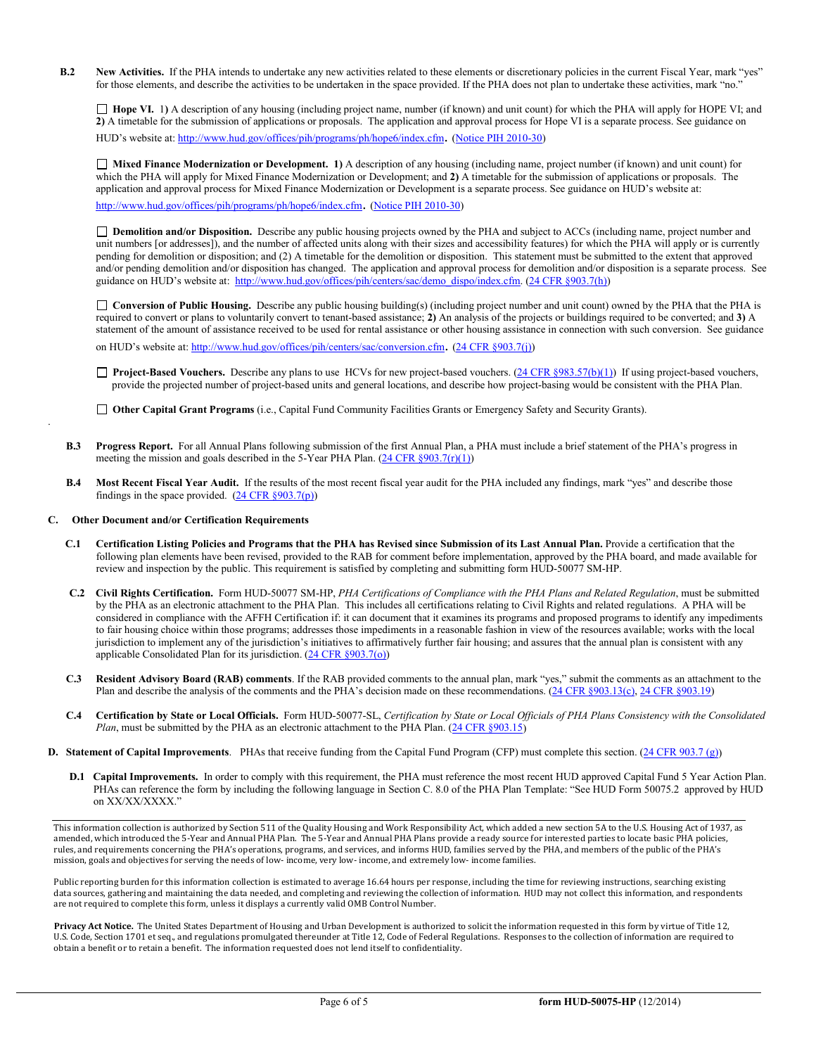**B.2 New Activities.** If the PHA intends to undertake any new activities related to these elements or discretionary policies in the current Fiscal Year, mark "yes" for those elements, and describe the activities to be undertaken in the space provided. If the PHA does not plan to undertake these activities, mark "no."

☐ **Hope VI.** 1**)** A description of any housing (including project name, number (if known) and unit count) for which the PHA will apply for HOPE VI; and **2)** A timetable for the submission of applications or proposals. The application and approval process for Hope VI is a separate process. See guidance on HUD's website at: http://www.hud.gov/offices/pih/programs/ph/hope6/index.cfm. (Notice PIH 2010-30)

☐ **Mixed Finance Modernization or Development. 1)** A description of any housing (including name, project number (if known) and unit count) for which the PHA will apply for Mixed Finance Modernization or Development; and **2)** A timetable for the submission of applications or proposals. The application and approval process for Mixed Finance Modernization or Development is a separate process. See guidance on HUD's website at: http://www.hud.gov/offices/pih/programs/ph/hope6/index.cfm. (Notice PIH 2010-30)

☐ **Demolition and/or Disposition.** Describe any public housing projects owned by the PHA and subject to ACCs (including name, project number and unit numbers [or addresses]), and the number of affected units along with their sizes and accessibility features) for which the PHA will apply or is currently pending for demolition or disposition; and (2) A timetable for the demolition or disposition. This statement must be submitted to the extent that approved and/or pending demolition and/or disposition has changed. The application and approval process for demolition and/or disposition is a separate process. See guidance on HUD's website at: http://www.hud.gov/offices/pih/centers/sac/demo_dispo/index.cfm. (24 CFR §903.7(h))

☐ **Conversion of Public Housing.** Describe any public housing building(s) (including project number and unit count) owned by the PHA that the PHA is required to convert or plans to voluntarily convert to tenant-based assistance; **2)** An analysis of the projects or buildings required to be converted; and **3)** A statement of the amount of assistance received to be used for rental assistance or other housing assistance in connection with such conversion. See guidance on HUD's website at: http://www.hud.gov/offices/pih/centers/sac/conversion.cfm. (24 CFR §903.7(j))

☐ **Project-Based Vouchers.** Describe any plans to use HCVs for new project-based vouchers. (24 CFR §983.57(b)(1)) If using project-based vouchers, provide the projected number of project-based units and general locations, and describe how project-basing would be consistent with the PHA Plan.

☐ **Other Capital Grant Programs** (i.e., Capital Fund Community Facilities Grants or Emergency Safety and Security Grants).

**B.3 Progress Report.** For all Annual Plans following submission of the first Annual Plan, a PHA must include a brief statement of the PHA's progress in meeting the mission and goals described in the 5-Year PHA Plan. (24 CFR §903.7(r)(1))

**B.4 Most Recent Fiscal Year Audit.** If the results of the most recent fiscal year audit for the PHA included any findings, mark "yes" and describe those findings in the space provided. (24 CFR §903.7(p))

**C. Other Document and/or Certification Requirements**

**C.1 Certification Listing Policies and Programs that the PHA has Revised since Submission of its Last Annual Plan.** Provide a certification that the following plan elements have been revised, provided to the RAB for comment before implementation, approved by the PHA board, and made available for review and inspection by the public. This requirement is satisfied by completing and submitting form HUD-50077 SM-HP.

**C.2 Civil Rights Certification.** Form HUD-50077 SM-HP, *PHA Certifications of Compliance with the PHA Plans and Related Regulation*, must be submitted by the PHA as an electronic attachment to the PHA Plan. This includes all certifications relating to Civil Rights and related regulations. A PHA will be considered in compliance with the AFFH Certification if: it can document that it examines its programs and proposed programs to identify any impediments to fair housing choice within those programs; addresses those impediments in a reasonable fashion in view of the resources available; works with the local jurisdiction to implement any of the jurisdiction's initiatives to affirmatively further fair housing; and assures that the annual plan is consistent with any applicable Consolidated Plan for its jurisdiction. (24 CFR §903.7(o))

**C.3 Resident Advisory Board (RAB) comments**. If the RAB provided comments to the annual plan, mark "yes," submit the comments as an attachment to the Plan and describe the analysis of the comments and the PHA's decision made on these recommendations. (24 CFR §903.13(c), 24 CFR §903.19)

**C.4 Certification by State or Local Officials.** Form HUD-50077-SL, *Certification by State or Local Officials of PHA Plans Consistency with the Consolidated Plan*, must be submitted by the PHA as an electronic attachment to the PHA Plan. (24 CFR §903.15)

**D. Statement of Capital Improvements**. PHAs that receive funding from the Capital Fund Program (CFP) must complete this section. (24 CFR 903.7 (g))

**D.1 Capital Improvements.** In order to comply with this requirement, the PHA must reference the most recent HUD approved Capital Fund 5 Year Action Plan. PHAs can reference the form by including the following language in Section C. 8.0 of the PHA Plan Template: "See HUD Form 50075.2 approved by HUD on XX/XX/XXXX."

This information collection is authorized by Section 511 of the Quality Housing and Work Responsibility Act, which added a new section 5A to the U.S. Housing Act of 1937, as amended, which introduced the 5-Year and Annual PHA Plan. The 5-Year and Annual PHA Plans provide a ready source for interested parties to locate basic PHA policies, rules, and requirements concerning the PHA's operations, programs, and services, and informs HUD, families served by the PHA, and members of the public of the PHA's mission, goals and objectives for serving the needs of low- income, very low- income, and extremely low- income families.

Public reporting burden for this information collection is estimated to average 16.64 hours per response, including the time for reviewing instructions, searching existing data sources, gathering and maintaining the data needed, and completing and reviewing the collection of information. HUD may not collect this information, and respondents are not required to complete this form, unless it displays a currently valid OMB Control Number.

**Privacy Act Notice.** The United States Department of Housing and Urban Development is authorized to solicit the information requested in this form by virtue of Title 12, U.S. Code, Section 1701 et seq., and regulations promulgated thereunder at Title 12, Code of Federal Regulations. Responses to the collection of information are required to obtain a benefit or to retain a benefit. The information requested does not lend itself to confidentiality.